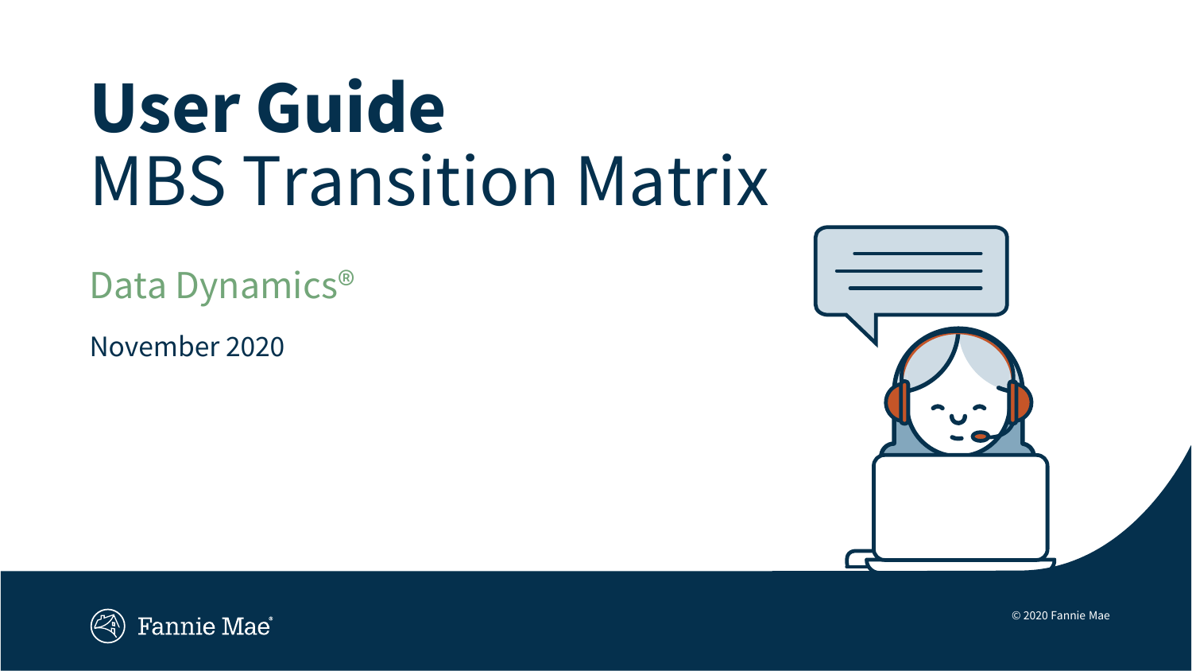# User Guide

## MBS Transition Matrix

Data Dynamics®

November 2020

Fannie Mae

© 2020 Fannie Mae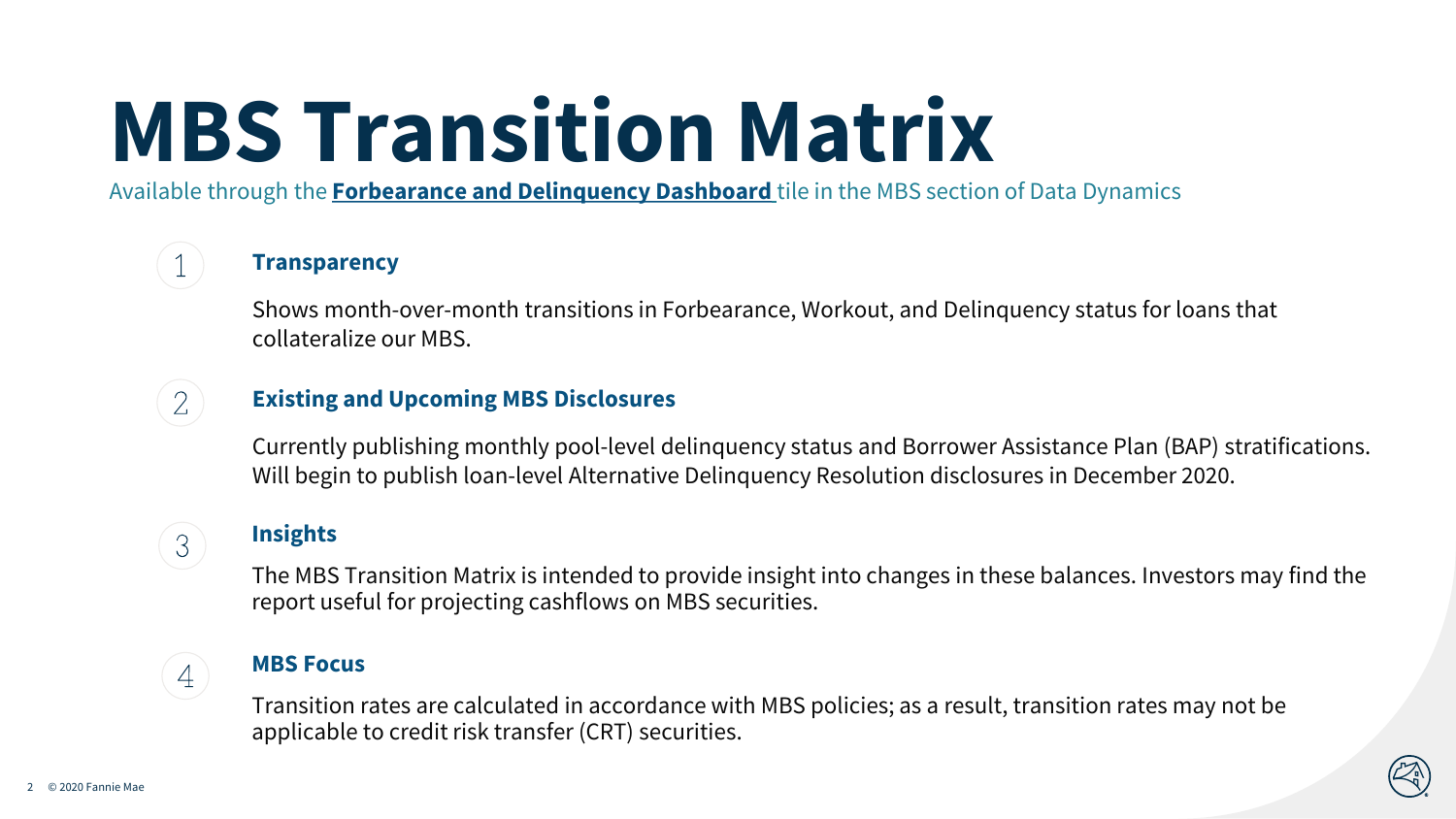# MBS Transition Matrix

Available through the **Forbearance and Delinquency Dashboard** tile in the MBS section of Data Dynamics

1. **Transparency**

   Shows month-over-month transitions in Forbearance, Workout, and Delinquency status for loans that collateralize our MBS.

2. **Existing and Upcoming MBS Disclosures**

   Currently publishing monthly pool-level delinquency status and Borrower Assistance Plan (BAP) stratifications. Will begin to publish loan-level Alternative Delinquency Resolution disclosures in December 2020.

3. **Insights**

   The MBS Transition Matrix is intended to provide insight into changes in these balances. Investors may find the report useful for projecting cashflows on MBS securities.

4. **MBS Focus**

   Transition rates are calculated in accordance with MBS policies; as a result, transition rates may not be applicable to credit risk transfer (CRT) securities.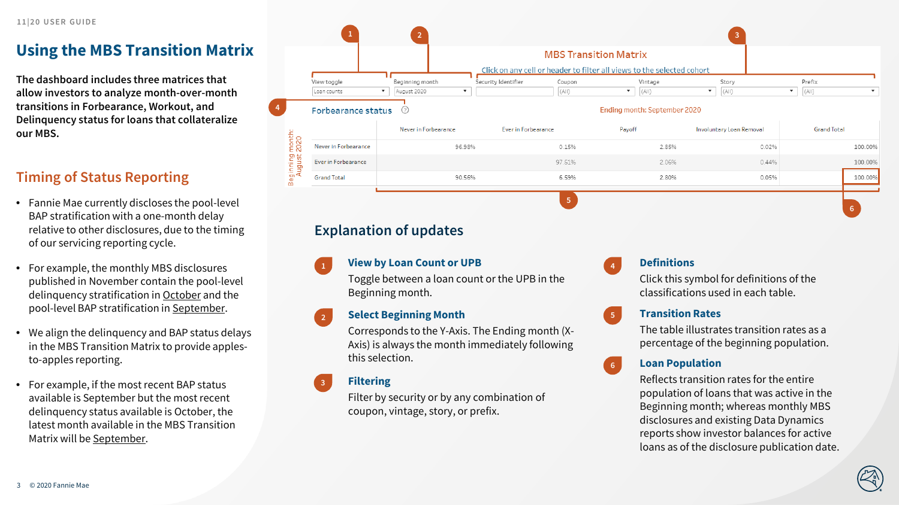# Using the MBS Transition Matrix

**The dashboard includes three matrices that allow investors to analyze month-over-month transitions in Forbearance, Workout, and Delinquency status for loans that collateralize our MBS.**

## Timing of Status Reporting

- Fannie Mae currently discloses the pool-level BAP stratification with a one-month delay relative to other disclosures, due to the timing of our servicing reporting cycle.
- For example, the monthly MBS disclosures published in November contain the pool-level delinquency stratification in October and the pool-level BAP stratification in September.
- We align the delinquency and BAP status delays in the MBS Transition Matrix to provide apples-to-apples reporting.
- For example, if the most recent BAP status available is September but the most recent delinquency status available is October, the latest month available in the MBS Transition Matrix will be September.

**MBS Transition Matrix**

Click on any cell or header to filter all views to the selected cohort

| View toggle | Beginning month | Security Identifier | Coupon | Vintage | Story | Prefix |
|---|---|---|---|---|---|---|
| Loan counts | August 2020 | | (All) | (All) | (All) | (All) |

Forbearance status — Ending month: September 2020

| Beginning month: August 2020 | Never in Forbearance | Ever in Forbearance | Payoff | Involuntary Loan Removal | Grand Total |
|---|---|---|---|---|---|
| Never in Forbearance | 96.98% | 0.15% | 2.85% | 0.02% | 100.00% |
| Ever in Forbearance | | 97.51% | 2.06% | 0.44% | 100.00% |
| Grand Total | 90.56% | 6.59% | 2.80% | 0.05% | 100.00% |

## Explanation of updates

1. **View by Loan Count or UPB**
   Toggle between a loan count or the UPB in the Beginning month.
2. **Select Beginning Month**
   Corresponds to the Y-Axis. The Ending month (X-Axis) is always the month immediately following this selection.
3. **Filtering**
   Filter by security or by any combination of coupon, vintage, story, or prefix.
4. **Definitions**
   Click this symbol for definitions of the classifications used in each table.
5. **Transition Rates**
   The table illustrates transition rates as a percentage of the beginning population.
6. **Loan Population**
   Reflects transition rates for the entire population of loans that was active in the Beginning month; whereas monthly MBS disclosures and existing Data Dynamics reports show investor balances for active loans as of the disclosure publication date.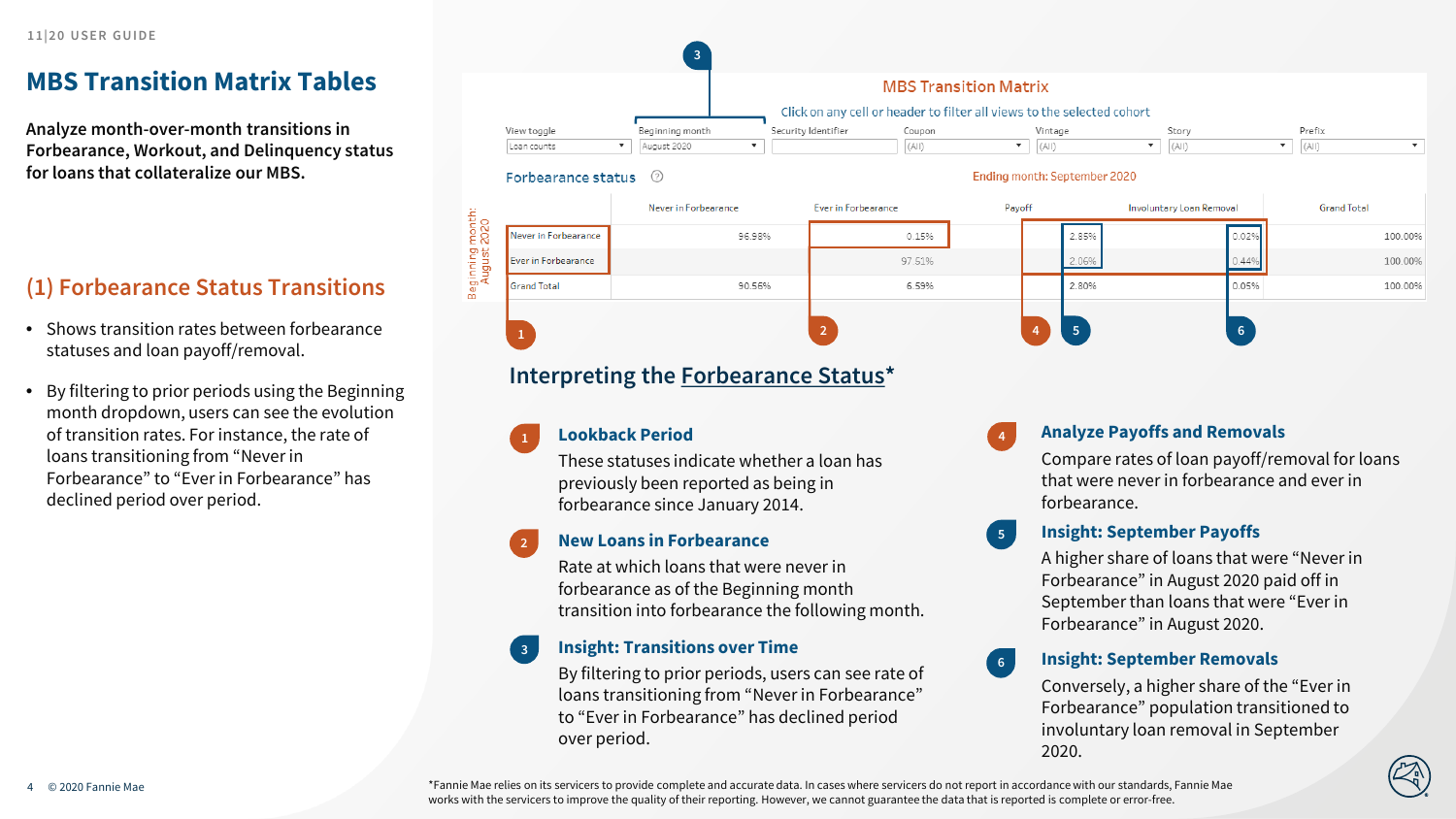11|20 USER GUIDE

# MBS Transition Matrix Tables

**Analyze month-over-month transitions in Forbearance, Workout, and Delinquency status for loans that collateralize our MBS.**

## (1) Forbearance Status Transitions

- Shows transition rates between forbearance statuses and loan payoff/removal.
- By filtering to prior periods using the Beginning month dropdown, users can see the evolution of transition rates. For instance, the rate of loans transitioning from "Never in Forbearance" to "Ever in Forbearance" has declined period over period.

### MBS Transition Matrix

Click on any cell or header to filter all views to the selected cohort

View toggle: Loan counts | Beginning month: August 2020 | Security Identifier | Coupon: (All) | Vintage: (All) | Story: (All) | Prefix: (All)

Forbearance status — Ending month: September 2020

Beginning month: August 2020

| | Never in Forbearance | Ever in Forbearance | Payoff | Involuntary Loan Removal | Grand Total |
|---|---|---|---|---|---|
| Never in Forbearance | 96.98% | 0.15% | 2.85% | 0.02% | 100.00% |
| Ever in Forbearance | | 97.51% | 2.06% | 0.44% | 100.00% |
| Grand Total | 90.56% | 6.59% | 2.80% | 0.05% | 100.00% |

## Interpreting the Forbearance Status*

1. **Lookback Period**
   These statuses indicate whether a loan has previously been reported as being in forbearance since January 2014.

2. **New Loans in Forbearance**
   Rate at which loans that were never in forbearance as of the Beginning month transition into forbearance the following month.

3. **Insight: Transitions over Time**
   By filtering to prior periods, users can see rate of loans transitioning from "Never in Forbearance" to "Ever in Forbearance" has declined period over period.

4. **Analyze Payoffs and Removals**
   Compare rates of loan payoff/removal for loans that were never in forbearance and ever in forbearance.

5. **Insight: September Payoffs**
   A higher share of loans that were "Never in Forbearance" in August 2020 paid off in September than loans that were "Ever in Forbearance" in August 2020.

6. **Insight: September Removals**
   Conversely, a higher share of the "Ever in Forbearance" population transitioned to involuntary loan removal in September 2020.

*Fannie Mae relies on its servicers to provide complete and accurate data. In cases where servicers do not report in accordance with our standards, Fannie Mae works with the servicers to improve the quality of their reporting. However, we cannot guarantee the data that is reported is complete or error-free.

© 2020 Fannie Mae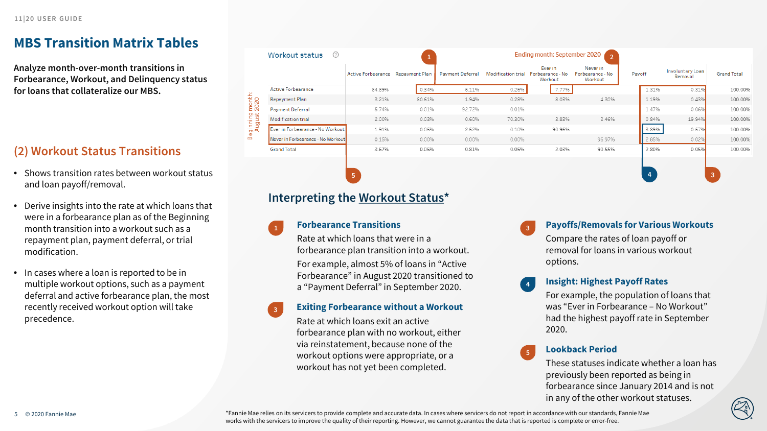11|20 USER GUIDE

# MBS Transition Matrix Tables

**Analyze month-over-month transitions in Forbearance, Workout, and Delinquency status for loans that collateralize our MBS.**

## (2) Workout Status Transitions

- Shows transition rates between workout status and loan payoff/removal.
- Derive insights into the rate at which loans that were in a forbearance plan as of the Beginning month transition into a workout such as a repayment plan, payment deferral, or trial modification.
- In cases where a loan is reported to be in multiple workout options, such as a payment deferral and active forbearance plan, the most recently received workout option will take precedence.

**Workout status**

Ending month: September 2020

Beginning month: August 2020

| | Active Forbearance | Repayment Plan | Payment Deferral | Modification trial | Ever in Forbearance - No Workout | Never in Forbearance - No Workout | Payoff | Involuntary Loan Removal | Grand Total |
|---|---|---|---|---|---|---|---|---|---|
| Active Forbearance | 84.89% | 0.34% | 5.11% | 0.26% | 7.77% | | 1.31% | 0.31% | 100.00% |
| Repayment Plan | 3.21% | 80.61% | 1.94% | 0.28% | 8.03% | 4.30% | 1.19% | 0.43% | 100.00% |
| Payment Deferral | 5.74% | 0.01% | 92.72% | 0.01% | | | 1.47% | 0.06% | 100.00% |
| Modification trial | 2.00% | 0.03% | 0.60% | 70.30% | 3.83% | 2.46% | 0.84% | 19.94% | 100.00% |
| Ever in Forbearance - No Workout | 1.91% | 0.05% | 2.52% | 0.10% | 90.96% | | 3.89% | 0.57% | 100.00% |
| Never in Forbearance - No Workout | 0.15% | 0.00% | 0.00% | 0.00% | | 96.97% | 2.85% | 0.02% | 100.00% |
| Grand Total | 3.67% | 0.05% | 0.81% | 0.05% | 2.03% | 90.55% | 2.80% | 0.05% | 100.00% |

## Interpreting the Workout Status*

**1 Forbearance Transitions**

Rate at which loans that were in a forbearance plan transition into a workout.

For example, almost 5% of loans in "Active Forbearance" in August 2020 transitioned to a "Payment Deferral" in September 2020.

**3 Exiting Forbearance without a Workout**

Rate at which loans exit an active forbearance plan with no workout, either via reinstatement, because none of the workout options were appropriate, or a workout has not yet been completed.

**3 Payoffs/Removals for Various Workouts**

Compare the rates of loan payoff or removal for loans in various workout options.

**4 Insight: Highest Payoff Rates**

For example, the population of loans that was "Ever in Forbearance – No Workout" had the highest payoff rate in September 2020.

**5 Lookback Period**

These statuses indicate whether a loan has previously been reported as being in forbearance since January 2014 and is not in any of the other workout statuses.

*Fannie Mae relies on its servicers to provide complete and accurate data. In cases where servicers do not report in accordance with our standards, Fannie Mae works with the servicers to improve the quality of their reporting. However, we cannot guarantee the data that is reported is complete or error-free.

© 2020 Fannie Mae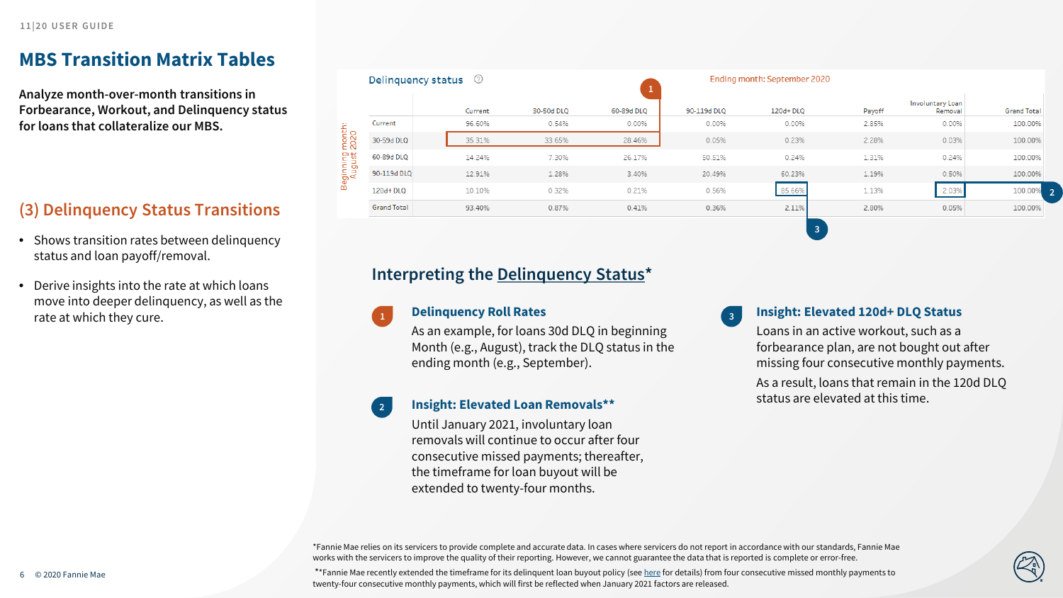## MBS Transition Matrix Tables

**Analyze month-over-month transitions in Forbearance, Workout, and Delinquency status for loans that collateralize our MBS.**

## (3) Delinquency Status Transitions

- Shows transition rates between delinquency status and loan payoff/removal.
- Derive insights into the rate at which loans move into deeper delinquency, as well as the rate at which they cure.

Delinquency status

Ending month: September 2020

| Beginning month: August 2020 | Current | 30-59d DLQ | 60-89d DLQ | 90-119d DLQ | 120d+ DLQ | Payoff | Involuntary Loan Removal | Grand Total |
|---|---|---|---|---|---|---|---|---|
| Current | 96.60% | 0.54% | 0.00% | 0.00% | 0.00% | 2.85% | 0.00% | 100.00% |
| 30-59d DLQ | 35.31% | 33.65% | 28.46% | 0.05% | 0.23% | 2.28% | 0.03% | 100.00% |
| 60-89d DLQ | 14.24% | 7.30% | 26.17% | 50.51% | 0.24% | 1.31% | 0.24% | 100.00% |
| 90-119d DLQ | 12.91% | 1.28% | 3.40% | 20.49% | 60.23% | 1.19% | 0.50% | 100.00% |
| 120d+ DLQ | 10.10% | 0.32% | 0.21% | 0.56% | 85.66% | 1.13% | 2.03% | 100.00% |
| Grand Total | 93.40% | 0.87% | 0.41% | 0.36% | 2.11% | 2.80% | 0.05% | 100.00% |

### Interpreting the Delinquency Status*

**1 Delinquency Roll Rates**

As an example, for loans 30d DLQ in beginning Month (e.g., August), track the DLQ status in the ending month (e.g., September).

**2 Insight: Elevated Loan Removals****

Until January 2021, involuntary loan removals will continue to occur after four consecutive missed payments; thereafter, the timeframe for loan buyout will be extended to twenty-four months.

**3 Insight: Elevated 120d+ DLQ Status**

Loans in an active workout, such as a forbearance plan, are not bought out after missing four consecutive monthly payments.

As a result, loans that remain in the 120d DLQ status are elevated at this time.

*Fannie Mae relies on its servicers to provide complete and accurate data. In cases where servicers do not report in accordance with our standards, Fannie Mae works with the servicers to improve the quality of their reporting. However, we cannot guarantee the data that is reported is complete or error-free.

**Fannie Mae recently extended the timeframe for its delinquent loan buyout policy (see here for details) from four consecutive missed monthly payments to twenty-four consecutive monthly payments, which will first be reflected when January 2021 factors are released.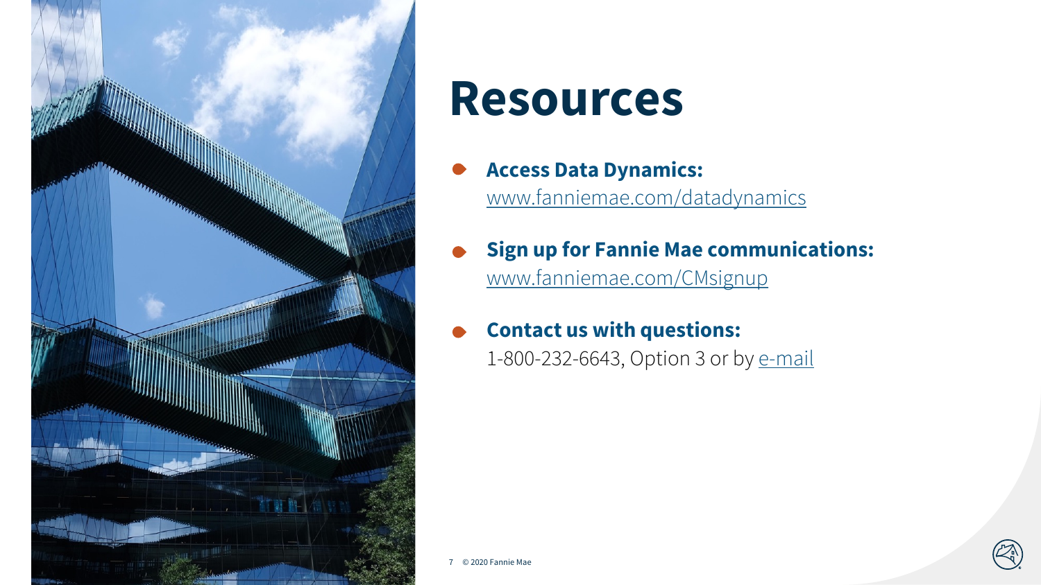# Resources

- **Access Data Dynamics:**
  www.fanniemae.com/datadynamics
- **Sign up for Fannie Mae communications:**
  www.fanniemae.com/CMsignup
- **Contact us with questions:**
  1-800-232-6643, Option 3 or by e-mail

© 2020 Fannie Mae